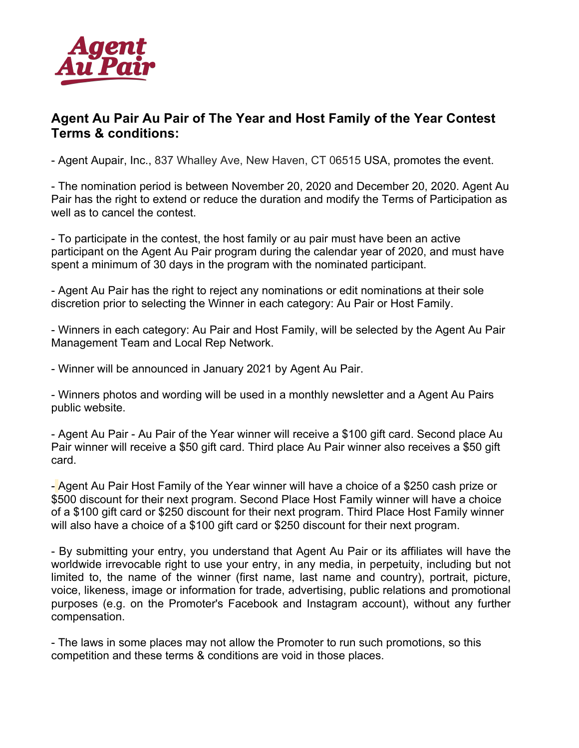Agent Au Pair

## Agent Au Pair Au Pair of The Year and Host Family of the Year Contest Terms & conditions:

- Agent Aupair, Inc., 837 Whalley Ave, New Haven, CT 06515 USA, promotes the event.

- The nomination period is between November 20, 2020 and December 20, 2020. Agent Au Pair has the right to extend or reduce the duration and modify the Terms of Participation as well as to cancel the contest.

- To participate in the contest, the host family or au pair must have been an active participant on the Agent Au Pair program during the calendar year of 2020, and must have spent a minimum of 30 days in the program with the nominated participant.

- Agent Au Pair has the right to reject any nominations or edit nominations at their sole discretion prior to selecting the Winner in each category: Au Pair or Host Family.

- Winners in each category: Au Pair and Host Family, will be selected by the Agent Au Pair Management Team and Local Rep Network.

- Winner will be announced in January 2021 by Agent Au Pair.

- Winners photos and wording will be used in a monthly newsletter and a Agent Au Pairs public website.

- Agent Au Pair - Au Pair of the Year winner will receive a $100 gift card. Second place Au Pair winner will receive a $50 gift card. Third place Au Pair winner also receives a $50 gift card.

- Agent Au Pair Host Family of the Year winner will have a choice of a $250 cash prize or $500 discount for their next program. Second Place Host Family winner will have a choice of a $100 gift card or $250 discount for their next program. Third Place Host Family winner will also have a choice of a $100 gift card or $250 discount for their next program.

- By submitting your entry, you understand that Agent Au Pair or its affiliates will have the worldwide irrevocable right to use your entry, in any media, in perpetuity, including but not limited to, the name of the winner (first name, last name and country), portrait, picture, voice, likeness, image or information for trade, advertising, public relations and promotional purposes (e.g. on the Promoter's Facebook and Instagram account), without any further compensation.

- The laws in some places may not allow the Promoter to run such promotions, so this competition and these terms & conditions are void in those places.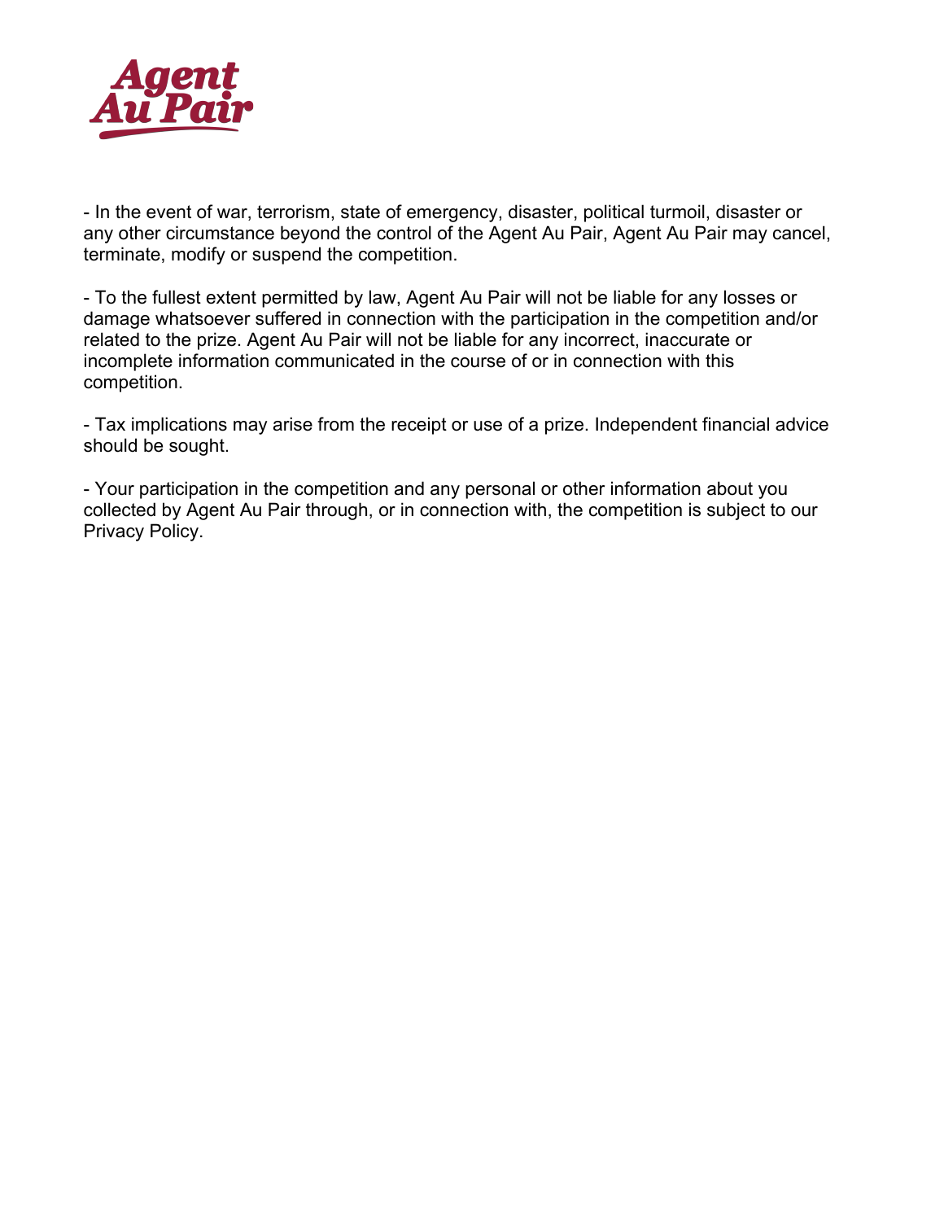- In the event of war, terrorism, state of emergency, disaster, political turmoil, disaster or any other circumstance beyond the control of the Agent Au Pair, Agent Au Pair may cancel, terminate, modify or suspend the competition.

- To the fullest extent permitted by law, Agent Au Pair will not be liable for any losses or damage whatsoever suffered in connection with the participation in the competition and/or related to the prize. Agent Au Pair will not be liable for any incorrect, inaccurate or incomplete information communicated in the course of or in connection with this competition.

- Tax implications may arise from the receipt or use of a prize. Independent financial advice should be sought.

- Your participation in the competition and any personal or other information about you collected by Agent Au Pair through, or in connection with, the competition is subject to our Privacy Policy.